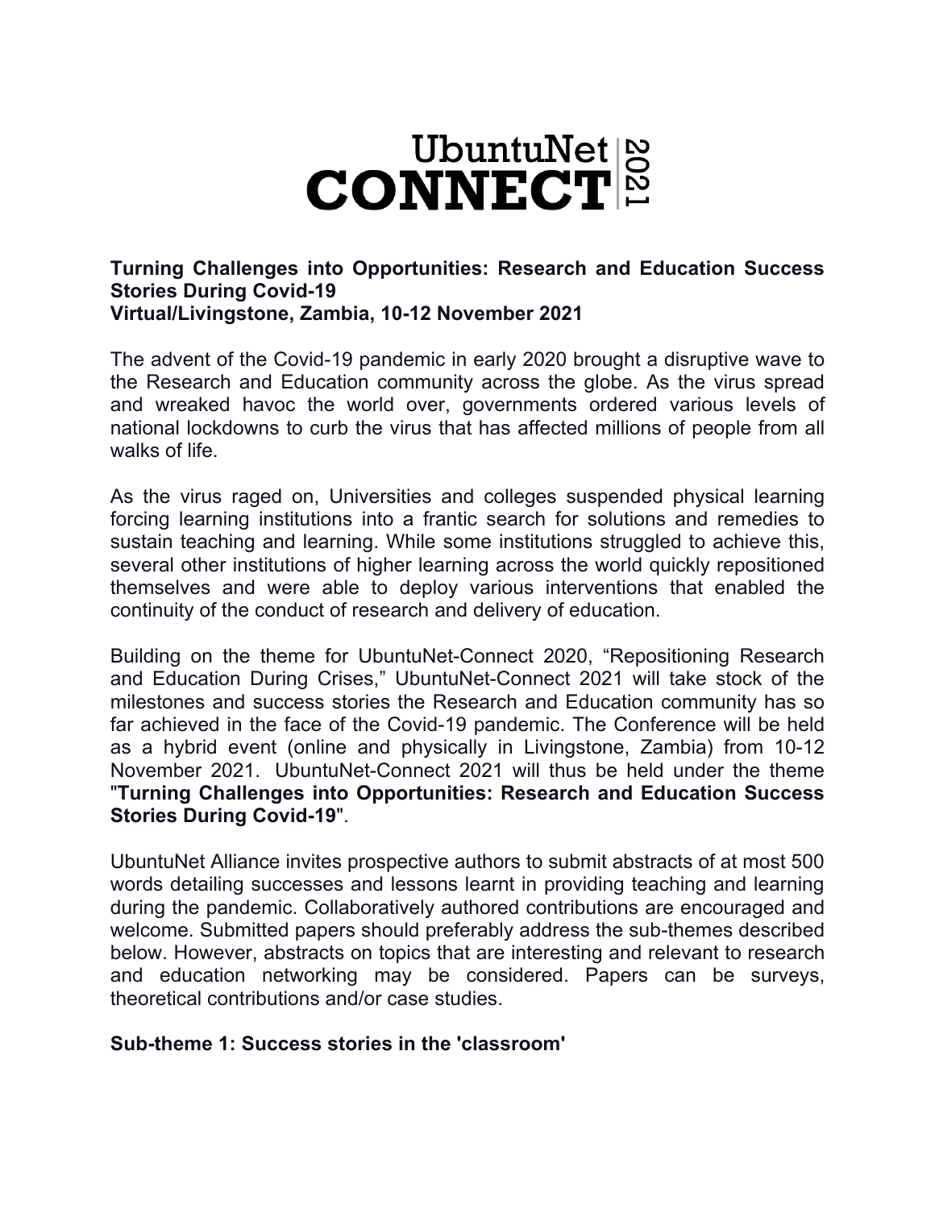# UbuntuNet CONNECT 2021

**Turning Challenges into Opportunities: Research and Education Success Stories During Covid-19**
**Virtual/Livingstone, Zambia, 10-12 November 2021**

The advent of the Covid-19 pandemic in early 2020 brought a disruptive wave to the Research and Education community across the globe. As the virus spread and wreaked havoc the world over, governments ordered various levels of national lockdowns to curb the virus that has affected millions of people from all walks of life.

As the virus raged on, Universities and colleges suspended physical learning forcing learning institutions into a frantic search for solutions and remedies to sustain teaching and learning. While some institutions struggled to achieve this, several other institutions of higher learning across the world quickly repositioned themselves and were able to deploy various interventions that enabled the continuity of the conduct of research and delivery of education.

Building on the theme for UbuntuNet-Connect 2020, "Repositioning Research and Education During Crises," UbuntuNet-Connect 2021 will take stock of the milestones and success stories the Research and Education community has so far achieved in the face of the Covid-19 pandemic. The Conference will be held as a hybrid event (online and physically in Livingstone, Zambia) from 10-12 November 2021. UbuntuNet-Connect 2021 will thus be held under the theme "**Turning Challenges into Opportunities: Research and Education Success Stories During Covid-19**".

UbuntuNet Alliance invites prospective authors to submit abstracts of at most 500 words detailing successes and lessons learnt in providing teaching and learning during the pandemic. Collaboratively authored contributions are encouraged and welcome. Submitted papers should preferably address the sub-themes described below. However, abstracts on topics that are interesting and relevant to research and education networking may be considered. Papers can be surveys, theoretical contributions and/or case studies.

**Sub-theme 1: Success stories in the 'classroom'**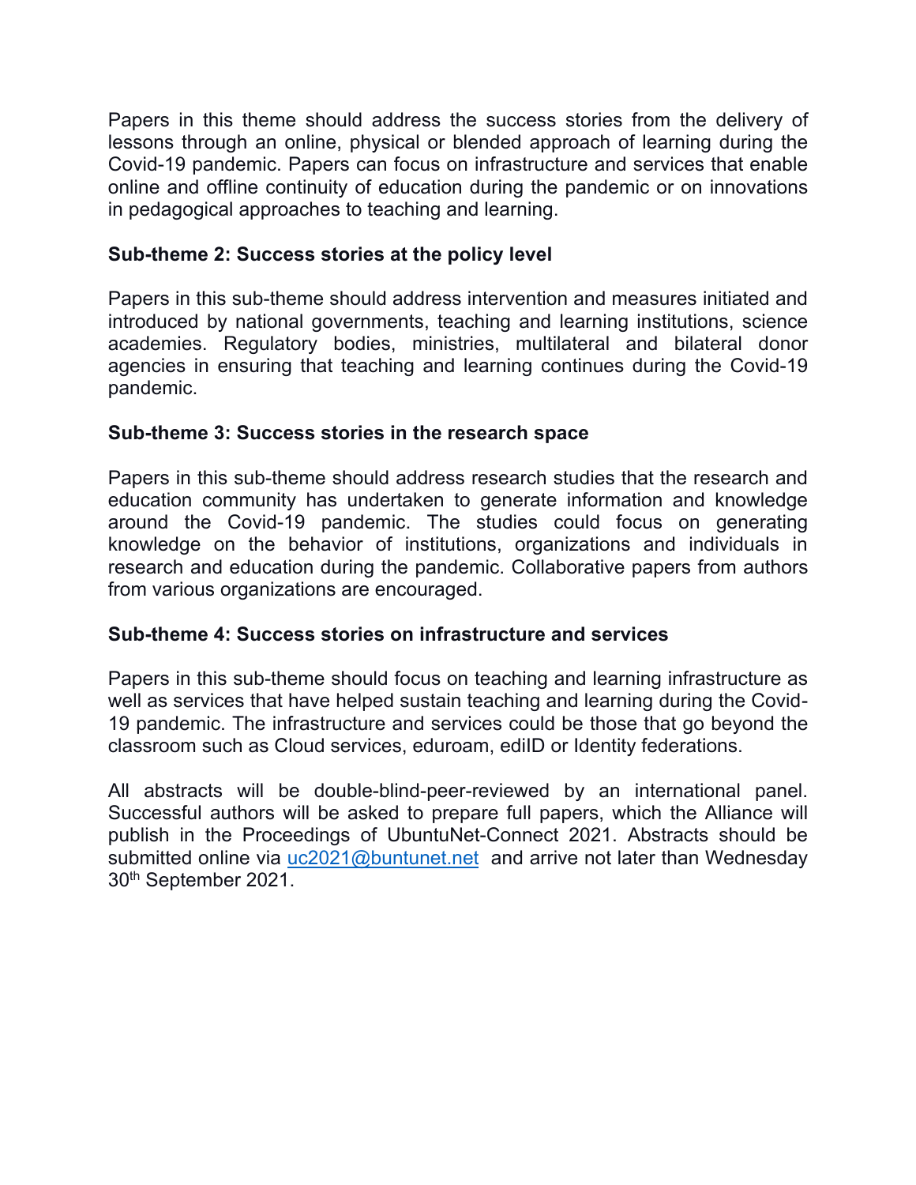Papers in this theme should address the success stories from the delivery of lessons through an online, physical or blended approach of learning during the Covid-19 pandemic. Papers can focus on infrastructure and services that enable online and offline continuity of education during the pandemic or on innovations in pedagogical approaches to teaching and learning.

**Sub-theme 2: Success stories at the policy level**

Papers in this sub-theme should address intervention and measures initiated and introduced by national governments, teaching and learning institutions, science academies. Regulatory bodies, ministries, multilateral and bilateral donor agencies in ensuring that teaching and learning continues during the Covid-19 pandemic.

**Sub-theme 3: Success stories in the research space**

Papers in this sub-theme should address research studies that the research and education community has undertaken to generate information and knowledge around the Covid-19 pandemic. The studies could focus on generating knowledge on the behavior of institutions, organizations and individuals in research and education during the pandemic. Collaborative papers from authors from various organizations are encouraged.

**Sub-theme 4: Success stories on infrastructure and services**

Papers in this sub-theme should focus on teaching and learning infrastructure as well as services that have helped sustain teaching and learning during the Covid-19 pandemic. The infrastructure and services could be those that go beyond the classroom such as Cloud services, eduroam, ediID or Identity federations.

All abstracts will be double-blind-peer-reviewed by an international panel. Successful authors will be asked to prepare full papers, which the Alliance will publish in the Proceedings of UbuntuNet-Connect 2021. Abstracts should be submitted online via uc2021@buntunet.net and arrive not later than Wednesday 30th September 2021.